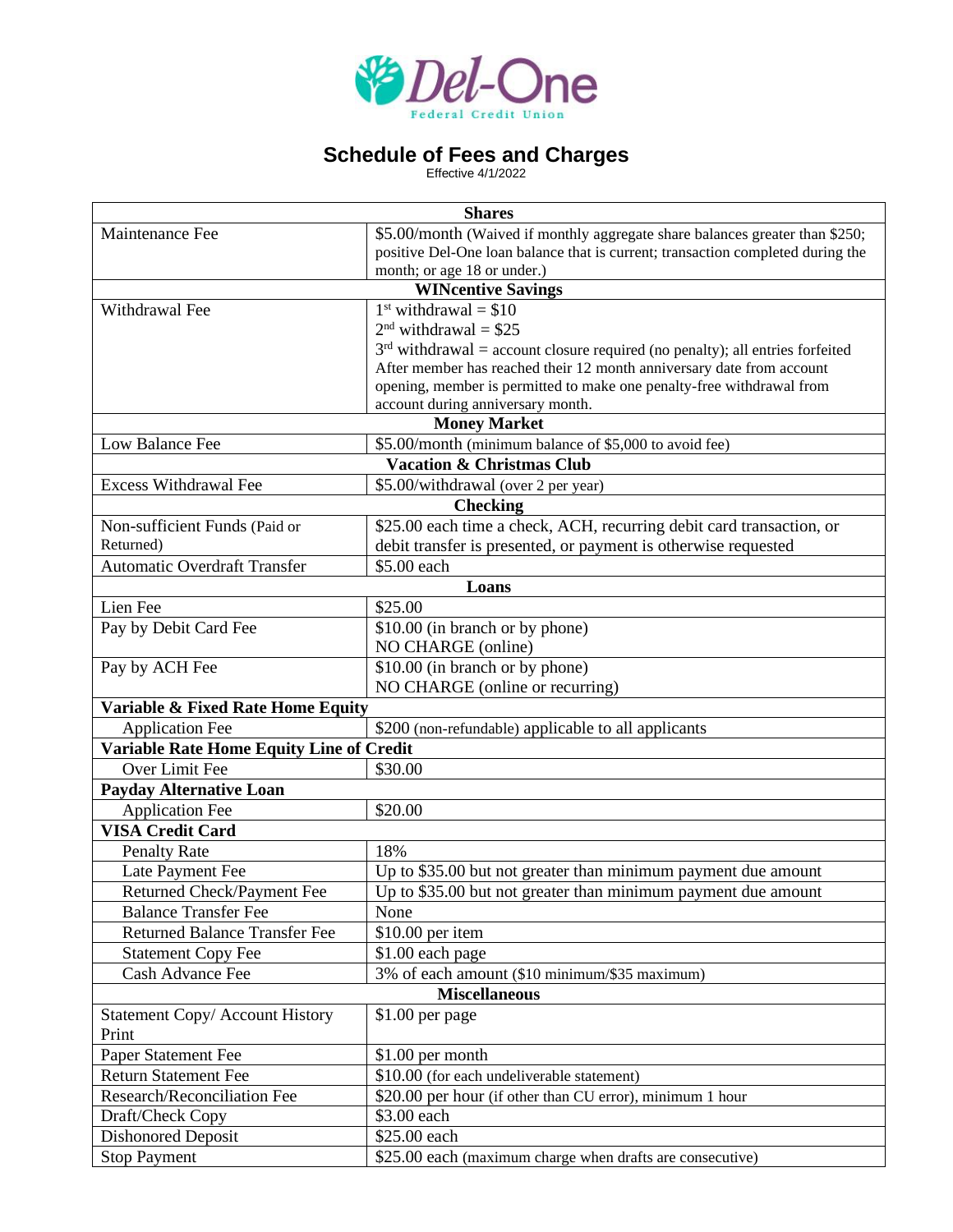# Del-One Federal Credit Union

## Schedule of Fees and Charges

Effective 4/1/2022

| Shares | |
|---|---|
| Maintenance Fee | \$5.00/month (Waived if monthly aggregate share balances greater than \$250; positive Del-One loan balance that is current; transaction completed during the month; or age 18 or under.) |
| **WINcentive Savings** | |
| Withdrawal Fee | 1st withdrawal = \$10<br>2nd withdrawal = \$25<br>3rd withdrawal = account closure required (no penalty); all entries forfeited<br>After member has reached their 12 month anniversary date from account opening, member is permitted to make one penalty-free withdrawal from account during anniversary month. |
| **Money Market** | |
| Low Balance Fee | \$5.00/month (minimum balance of \$5,000 to avoid fee) |
| **Vacation & Christmas Club** | |
| Excess Withdrawal Fee | \$5.00/withdrawal (over 2 per year) |
| **Checking** | |
| Non-sufficient Funds (Paid or Returned) | \$25.00 each time a check, ACH, recurring debit card transaction, or debit transfer is presented, or payment is otherwise requested |
| Automatic Overdraft Transfer | \$5.00 each |
| **Loans** | |
| Lien Fee | \$25.00 |
| Pay by Debit Card Fee | \$10.00 (in branch or by phone)<br>NO CHARGE (online) |
| Pay by ACH Fee | \$10.00 (in branch or by phone)<br>NO CHARGE (online or recurring) |
| **Variable & Fixed Rate Home Equity** | |
| Application Fee | \$200 (non-refundable) applicable to all applicants |
| **Variable Rate Home Equity Line of Credit** | |
| Over Limit Fee | \$30.00 |
| **Payday Alternative Loan** | |
| Application Fee | \$20.00 |
| **VISA Credit Card** | |
| Penalty Rate | 18% |
| Late Payment Fee | Up to \$35.00 but not greater than minimum payment due amount |
| Returned Check/Payment Fee | Up to \$35.00 but not greater than minimum payment due amount |
| Balance Transfer Fee | None |
| Returned Balance Transfer Fee | \$10.00 per item |
| Statement Copy Fee | \$1.00 each page |
| Cash Advance Fee | 3% of each amount (\$10 minimum/\$35 maximum) |
| **Miscellaneous** | |
| Statement Copy/ Account History Print | \$1.00 per page |
| Paper Statement Fee | \$1.00 per month |
| Return Statement Fee | \$10.00 (for each undeliverable statement) |
| Research/Reconciliation Fee | \$20.00 per hour (if other than CU error), minimum 1 hour |
| Draft/Check Copy | \$3.00 each |
| Dishonored Deposit | \$25.00 each |
| Stop Payment | \$25.00 each (maximum charge when drafts are consecutive) |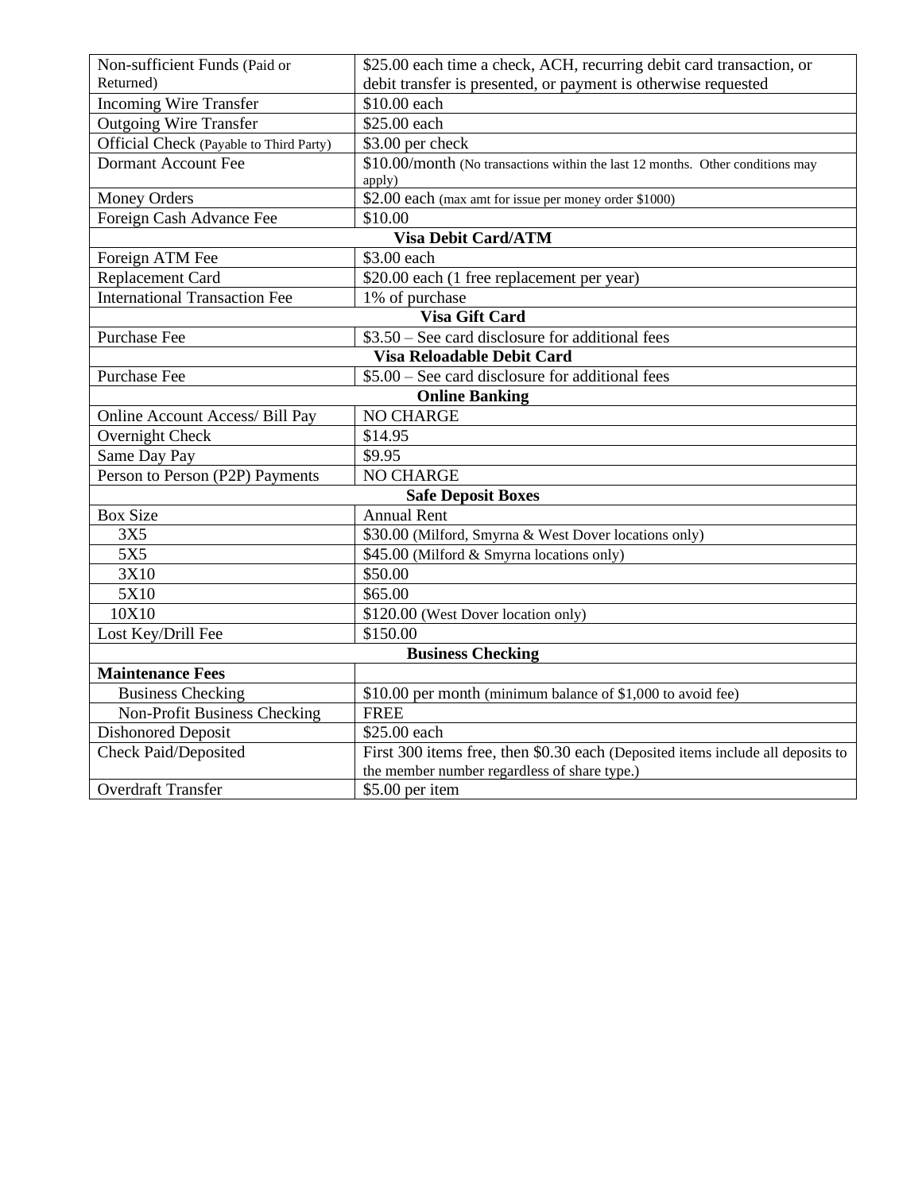| | |
|---|---|
| Non-sufficient Funds (Paid or Returned) | $25.00 each time a check, ACH, recurring debit card transaction, or debit transfer is presented, or payment is otherwise requested |
| Incoming Wire Transfer | $10.00 each |
| Outgoing Wire Transfer | $25.00 each |
| Official Check (Payable to Third Party) | $3.00 per check |
| Dormant Account Fee | $10.00/month (No transactions within the last 12 months. Other conditions may apply) |
| Money Orders | $2.00 each (max amt for issue per money order $1000) |
| Foreign Cash Advance Fee | $10.00 |
| **Visa Debit Card/ATM** | |
| Foreign ATM Fee | $3.00 each |
| Replacement Card | $20.00 each (1 free replacement per year) |
| International Transaction Fee | 1% of purchase |
| **Visa Gift Card** | |
| Purchase Fee | $3.50 – See card disclosure for additional fees |
| **Visa Reloadable Debit Card** | |
| Purchase Fee | $5.00 – See card disclosure for additional fees |
| **Online Banking** | |
| Online Account Access/ Bill Pay | NO CHARGE |
| Overnight Check | $14.95 |
| Same Day Pay | $9.95 |
| Person to Person (P2P) Payments | NO CHARGE |
| **Safe Deposit Boxes** | |
| Box Size | Annual Rent |
| 3X5 | $30.00 (Milford, Smyrna & West Dover locations only) |
| 5X5 | $45.00 (Milford & Smyrna locations only) |
| 3X10 | $50.00 |
| 5X10 | $65.00 |
| 10X10 | $120.00 (West Dover location only) |
| Lost Key/Drill Fee | $150.00 |
| **Business Checking** | |
| **Maintenance Fees** | |
| Business Checking | $10.00 per month (minimum balance of $1,000 to avoid fee) |
| Non-Profit Business Checking | FREE |
| Dishonored Deposit | $25.00 each |
| Check Paid/Deposited | First 300 items free, then $0.30 each (Deposited items include all deposits to the member number regardless of share type.) |
| Overdraft Transfer | $5.00 per item |